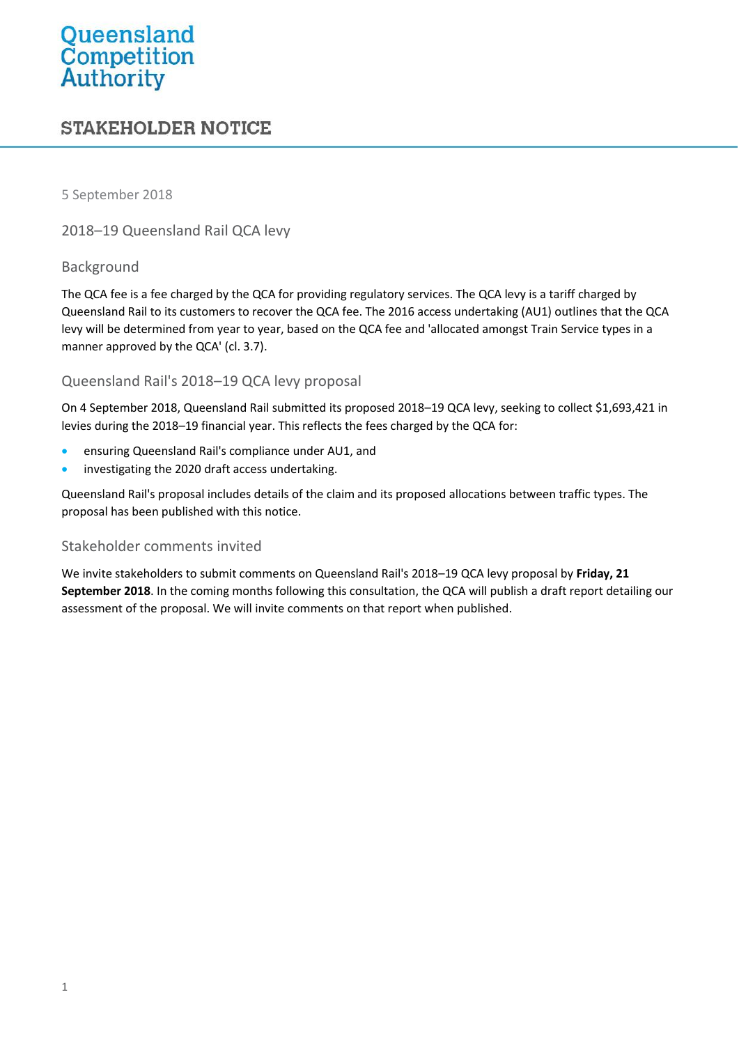Queensland Competition Authority

# STAKEHOLDER NOTICE

5 September 2018

## 2018–19 Queensland Rail QCA levy

### Background

The QCA fee is a fee charged by the QCA for providing regulatory services. The QCA levy is a tariff charged by Queensland Rail to its customers to recover the QCA fee. The 2016 access undertaking (AU1) outlines that the QCA levy will be determined from year to year, based on the QCA fee and 'allocated amongst Train Service types in a manner approved by the QCA' (cl. 3.7).

### Queensland Rail's 2018–19 QCA levy proposal

On 4 September 2018, Queensland Rail submitted its proposed 2018–19 QCA levy, seeking to collect $1,693,421 in levies during the 2018–19 financial year. This reflects the fees charged by the QCA for:

- ensuring Queensland Rail's compliance under AU1, and
- investigating the 2020 draft access undertaking.

Queensland Rail's proposal includes details of the claim and its proposed allocations between traffic types. The proposal has been published with this notice.

### Stakeholder comments invited

We invite stakeholders to submit comments on Queensland Rail's 2018–19 QCA levy proposal by **Friday, 21 September 2018**. In the coming months following this consultation, the QCA will publish a draft report detailing our assessment of the proposal. We will invite comments on that report when published.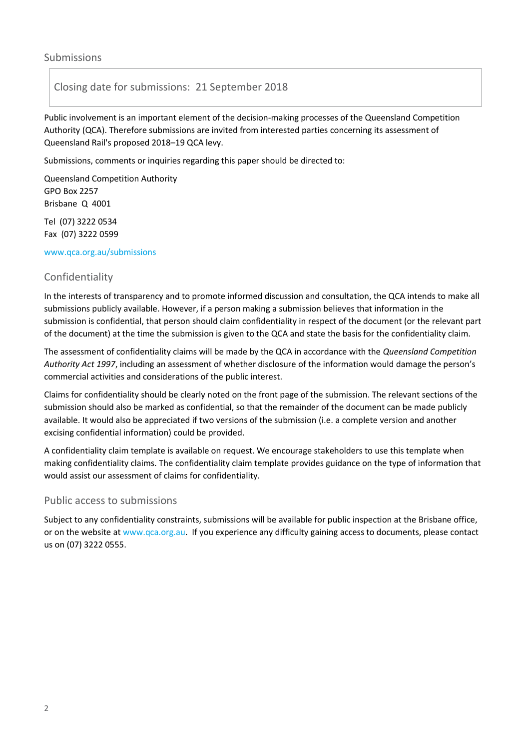## Submissions

Closing date for submissions: 21 September 2018

Public involvement is an important element of the decision-making processes of the Queensland Competition Authority (QCA). Therefore submissions are invited from interested parties concerning its assessment of Queensland Rail's proposed 2018–19 QCA levy.

Submissions, comments or inquiries regarding this paper should be directed to:

Queensland Competition Authority
GPO Box 2257
Brisbane Q 4001

Tel (07) 3222 0534
Fax (07) 3222 0599

www.qca.org.au/submissions

## Confidentiality

In the interests of transparency and to promote informed discussion and consultation, the QCA intends to make all submissions publicly available. However, if a person making a submission believes that information in the submission is confidential, that person should claim confidentiality in respect of the document (or the relevant part of the document) at the time the submission is given to the QCA and state the basis for the confidentiality claim.

The assessment of confidentiality claims will be made by the QCA in accordance with the *Queensland Competition Authority Act 1997*, including an assessment of whether disclosure of the information would damage the person's commercial activities and considerations of the public interest.

Claims for confidentiality should be clearly noted on the front page of the submission. The relevant sections of the submission should also be marked as confidential, so that the remainder of the document can be made publicly available. It would also be appreciated if two versions of the submission (i.e. a complete version and another excising confidential information) could be provided.

A confidentiality claim template is available on request. We encourage stakeholders to use this template when making confidentiality claims. The confidentiality claim template provides guidance on the type of information that would assist our assessment of claims for confidentiality.

## Public access to submissions

Subject to any confidentiality constraints, submissions will be available for public inspection at the Brisbane office, or on the website at www.qca.org.au. If you experience any difficulty gaining access to documents, please contact us on (07) 3222 0555.